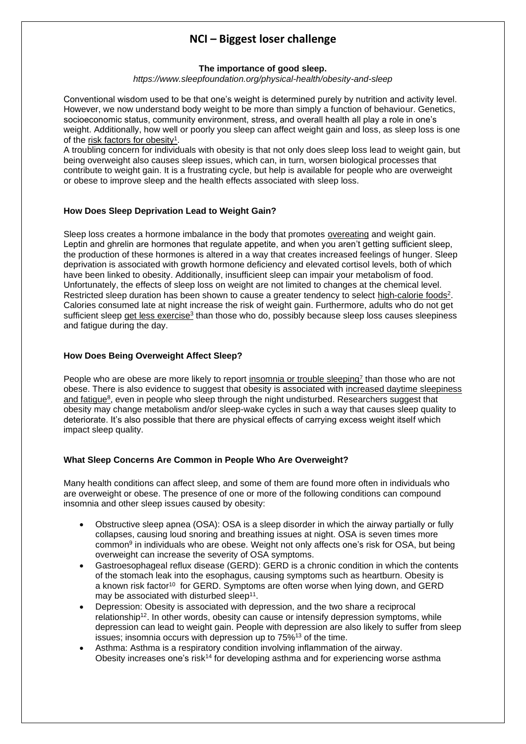# NCI – Biggest loser challenge

**The importance of good sleep.**

*https://www.sleepfoundation.org/physical-health/obesity-and-sleep*

Conventional wisdom used to be that one's weight is determined purely by nutrition and activity level. However, we now understand body weight to be more than simply a function of behaviour. Genetics, socioeconomic status, community environment, stress, and overall health all play a role in one's weight. Additionally, how well or poorly you sleep can affect weight gain and loss, as sleep loss is one of the risk factors for obesity[1].

A troubling concern for individuals with obesity is that not only does sleep loss lead to weight gain, but being overweight also causes sleep issues, which can, in turn, worsen biological processes that contribute to weight gain. It is a frustrating cycle, but help is available for people who are overweight or obese to improve sleep and the health effects associated with sleep loss.

### How Does Sleep Deprivation Lead to Weight Gain?

Sleep loss creates a hormone imbalance in the body that promotes overeating and weight gain. Leptin and ghrelin are hormones that regulate appetite, and when you aren't getting sufficient sleep, the production of these hormones is altered in a way that creates increased feelings of hunger. Sleep deprivation is associated with growth hormone deficiency and elevated cortisol levels, both of which have been linked to obesity. Additionally, insufficient sleep can impair your metabolism of food. Unfortunately, the effects of sleep loss on weight are not limited to changes at the chemical level. Restricted sleep duration has been shown to cause a greater tendency to select high-calorie foods[2]. Calories consumed late at night increase the risk of weight gain. Furthermore, adults who do not get sufficient sleep get less exercise[3] than those who do, possibly because sleep loss causes sleepiness and fatigue during the day.

### How Does Being Overweight Affect Sleep?

People who are obese are more likely to report insomnia or trouble sleeping[7] than those who are not obese. There is also evidence to suggest that obesity is associated with increased daytime sleepiness and fatigue[8], even in people who sleep through the night undisturbed. Researchers suggest that obesity may change metabolism and/or sleep-wake cycles in such a way that causes sleep quality to deteriorate. It's also possible that there are physical effects of carrying excess weight itself which impact sleep quality.

### What Sleep Concerns Are Common in People Who Are Overweight?

Many health conditions can affect sleep, and some of them are found more often in individuals who are overweight or obese. The presence of one or more of the following conditions can compound insomnia and other sleep issues caused by obesity:

- Obstructive sleep apnea (OSA): OSA is a sleep disorder in which the airway partially or fully collapses, causing loud snoring and breathing issues at night. OSA is seven times more common[9] in individuals who are obese. Weight not only affects one's risk for OSA, but being overweight can increase the severity of OSA symptoms.
- Gastroesophageal reflux disease (GERD): GERD is a chronic condition in which the contents of the stomach leak into the esophagus, causing symptoms such as heartburn. Obesity is a known risk factor[10] for GERD. Symptoms are often worse when lying down, and GERD may be associated with disturbed sleep[11].
- Depression: Obesity is associated with depression, and the two share a reciprocal relationship[12]. In other words, obesity can cause or intensify depression symptoms, while depression can lead to weight gain. People with depression are also likely to suffer from sleep issues; insomnia occurs with depression up to 75%[13] of the time.
- Asthma: Asthma is a respiratory condition involving inflammation of the airway. Obesity increases one's risk[14] for developing asthma and for experiencing worse asthma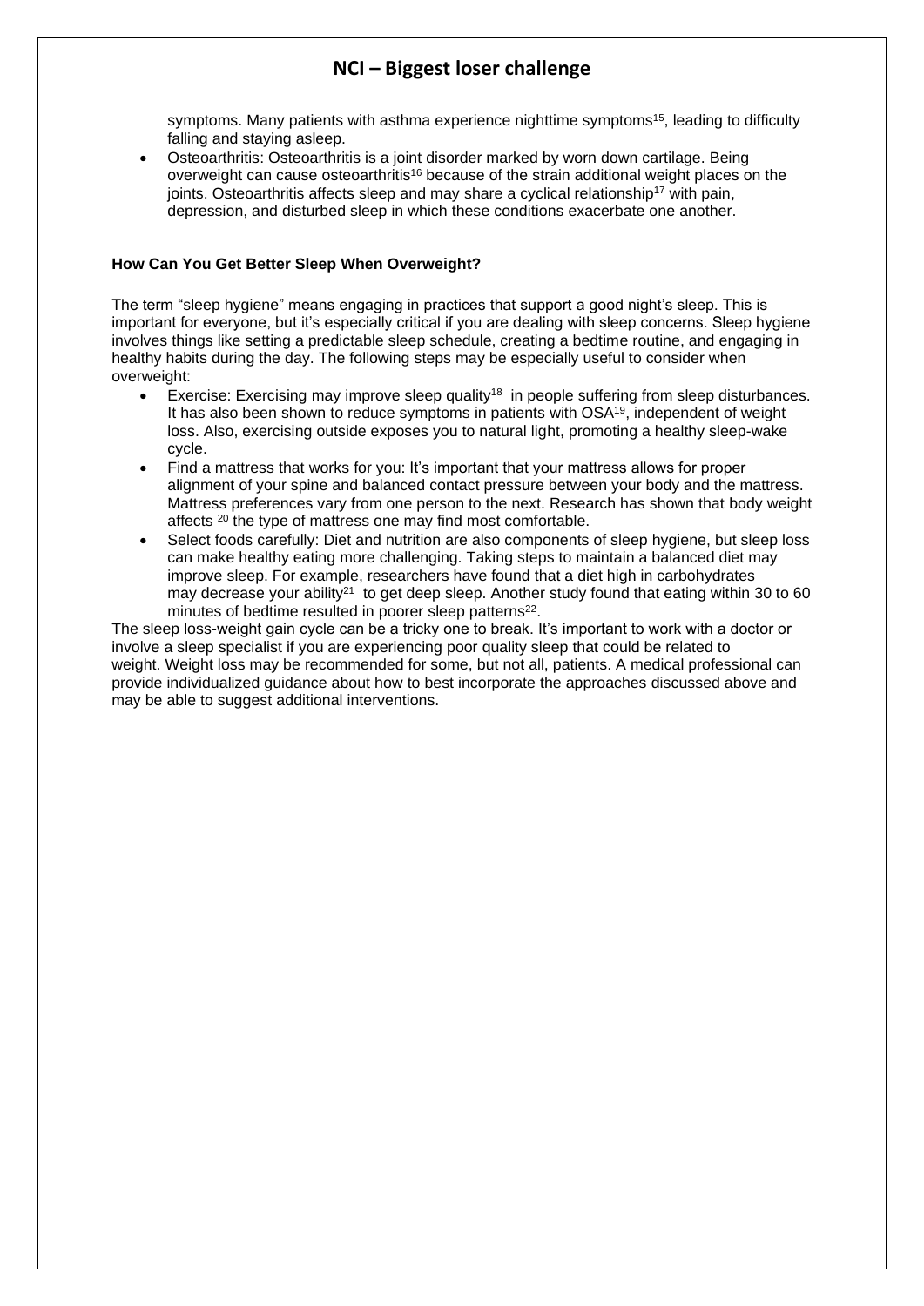symptoms. Many patients with asthma experience nighttime symptoms[15], leading to difficulty falling and staying asleep.

- Osteoarthritis: Osteoarthritis is a joint disorder marked by worn down cartilage. Being overweight can cause osteoarthritis[16] because of the strain additional weight places on the joints. Osteoarthritis affects sleep and may share a cyclical relationship[17] with pain, depression, and disturbed sleep in which these conditions exacerbate one another.

**How Can You Get Better Sleep When Overweight?**

The term "sleep hygiene" means engaging in practices that support a good night's sleep. This is important for everyone, but it's especially critical if you are dealing with sleep concerns. Sleep hygiene involves things like setting a predictable sleep schedule, creating a bedtime routine, and engaging in healthy habits during the day. The following steps may be especially useful to consider when overweight:

- Exercise: Exercising may improve sleep quality[18] in people suffering from sleep disturbances. It has also been shown to reduce symptoms in patients with OSA[19], independent of weight loss. Also, exercising outside exposes you to natural light, promoting a healthy sleep-wake cycle.
- Find a mattress that works for you: It's important that your mattress allows for proper alignment of your spine and balanced contact pressure between your body and the mattress. Mattress preferences vary from one person to the next. Research has shown that body weight affects [20] the type of mattress one may find most comfortable.
- Select foods carefully: Diet and nutrition are also components of sleep hygiene, but sleep loss can make healthy eating more challenging. Taking steps to maintain a balanced diet may improve sleep. For example, researchers have found that a diet high in carbohydrates may decrease your ability[21] to get deep sleep. Another study found that eating within 30 to 60 minutes of bedtime resulted in poorer sleep patterns[22].

The sleep loss-weight gain cycle can be a tricky one to break. It's important to work with a doctor or involve a sleep specialist if you are experiencing poor quality sleep that could be related to weight. Weight loss may be recommended for some, but not all, patients. A medical professional can provide individualized guidance about how to best incorporate the approaches discussed above and may be able to suggest additional interventions.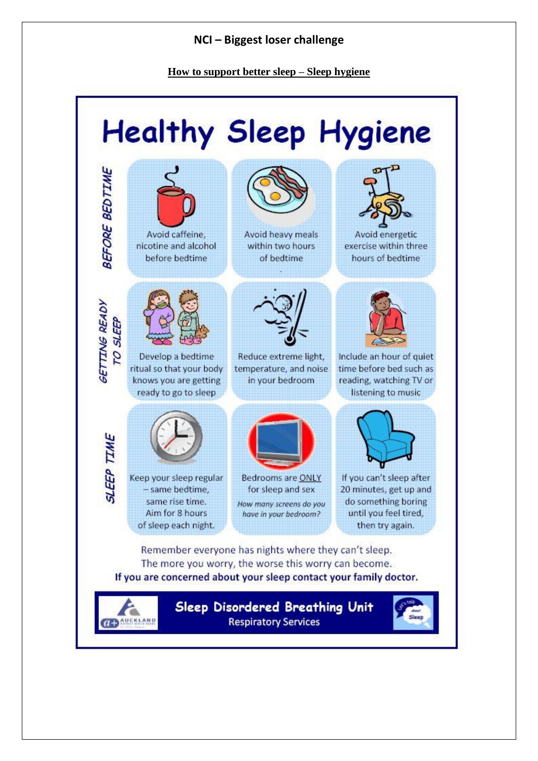**NCI – Biggest loser challenge**

**How to support better sleep – Sleep hygiene**

# Healthy Sleep Hygiene

### BEFORE BEDTIME

Avoid caffeine, nicotine and alcohol before bedtime

Avoid heavy meals within two hours of bedtime

Avoid energetic exercise within three hours of bedtime

### GETTING READY TO SLEEP

Develop a bedtime ritual so that your body knows you are getting ready to go to sleep

Reduce extreme light, temperature, and noise in your bedroom

Include an hour of quiet time before bed such as reading, watching TV or listening to music

### SLEEP TIME

Keep your sleep regular – same bedtime, same rise time. Aim for 8 hours of sleep each night.

Bedrooms are ONLY for sleep and sex

*How many screens do you have in your bedroom?*

If you can't sleep after 20 minutes, get up and do something boring until you feel tired, then try again.

Remember everyone has nights where they can't sleep.
The more you worry, the worse this worry can become.
**If you are concerned about your sleep contact your family doctor.**

**Sleep Disordered Breathing Unit**
Respiratory Services